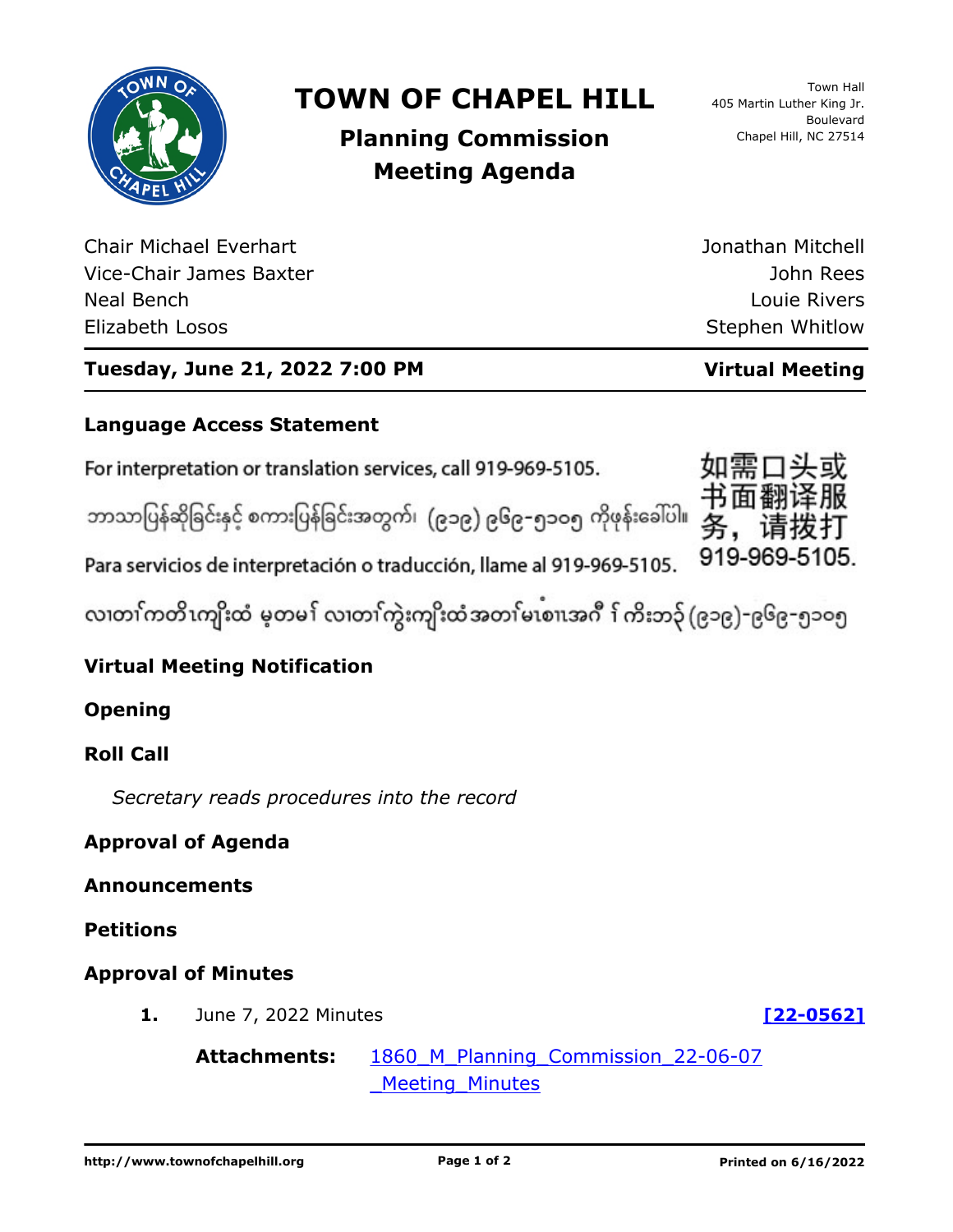# TOWN OF CHAPEL HILL

## Planning Commission Meeting Agenda

Town Hall
405 Martin Luther King Jr. Boulevard
Chapel Hill, NC 27514

Chair Michael Everhart
Vice-Chair James Baxter
Neal Bench
Elizabeth Losos
Jonathan Mitchell
John Rees
Louie Rivers
Stephen Whitlow

**Tuesday, June 21, 2022 7:00 PM** — **Virtual Meeting**

### Language Access Statement

For interpretation or translation services, call 919-969-5105.

ဘာသာပြန်ဆိုခြင်းနှင့် စကားပြန်ခြင်းအတွက်၊ (၉၁၉) ၉၆၉-၅၁၀၅ ကိုဖုန်းခေါ်ပါ။

Para servicios de interpretación o traducción, llame al 919-969-5105.

လၢတၢ်ကတိၤကျိးထံ မ့တမၢ် လၢတၢ်ကွဲးကျိးထံအတၢ်မၤစၢၤအဂီ ၢ် ကိးဘ၃် (၉၁၉)-၉၆၉-၅၁၀၅

如需口头或书面翻译服务，请拨打 919-969-5105.

### Virtual Meeting Notification

### Opening

### Roll Call

*Secretary reads procedures into the record*

### Approval of Agenda

### Announcements

### Petitions

### Approval of Minutes

1. June 7, 2022 Minutes **[22-0562]**

   **Attachments:** 1860_M_Planning_Commission_22-06-07_Meeting_Minutes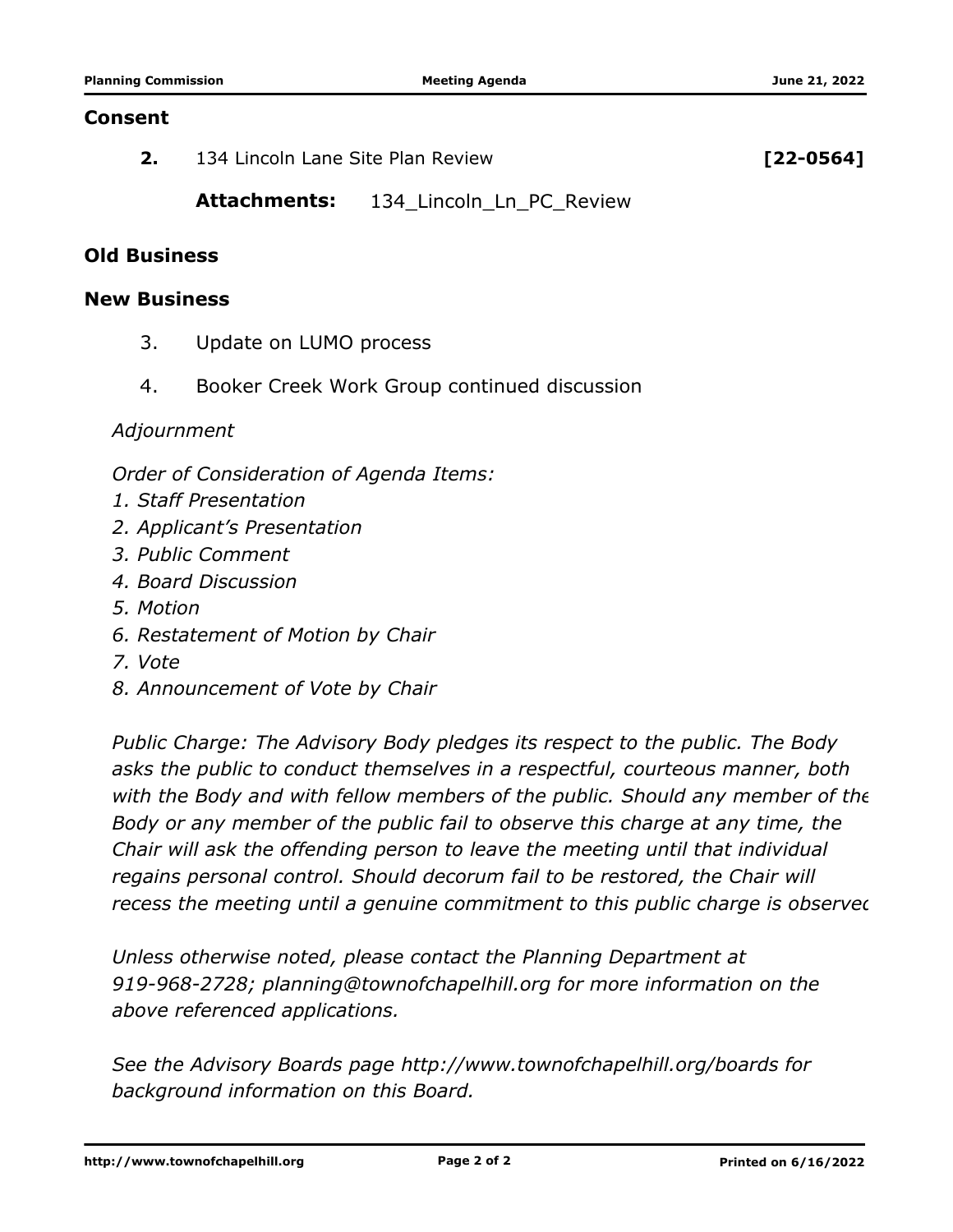## Consent

**2.** 134 Lincoln Lane Site Plan Review **[22-0564]**

**Attachments:** 134_Lincoln_Ln_PC_Review

## Old Business

## New Business

3. Update on LUMO process

4. Booker Creek Work Group continued discussion

*Adjournment*

*Order of Consideration of Agenda Items:*
*1. Staff Presentation*
*2. Applicant's Presentation*
*3. Public Comment*
*4. Board Discussion*
*5. Motion*
*6. Restatement of Motion by Chair*
*7. Vote*
*8. Announcement of Vote by Chair*

*Public Charge: The Advisory Body pledges its respect to the public. The Body asks the public to conduct themselves in a respectful, courteous manner, both with the Body and with fellow members of the public. Should any member of the Body or any member of the public fail to observe this charge at any time, the Chair will ask the offending person to leave the meeting until that individual regains personal control. Should decorum fail to be restored, the Chair will recess the meeting until a genuine commitment to this public charge is observed*

*Unless otherwise noted, please contact the Planning Department at 919-968-2728; planning@townofchapelhill.org for more information on the above referenced applications.*

*See the Advisory Boards page http://www.townofchapelhill.org/boards for background information on this Board.*